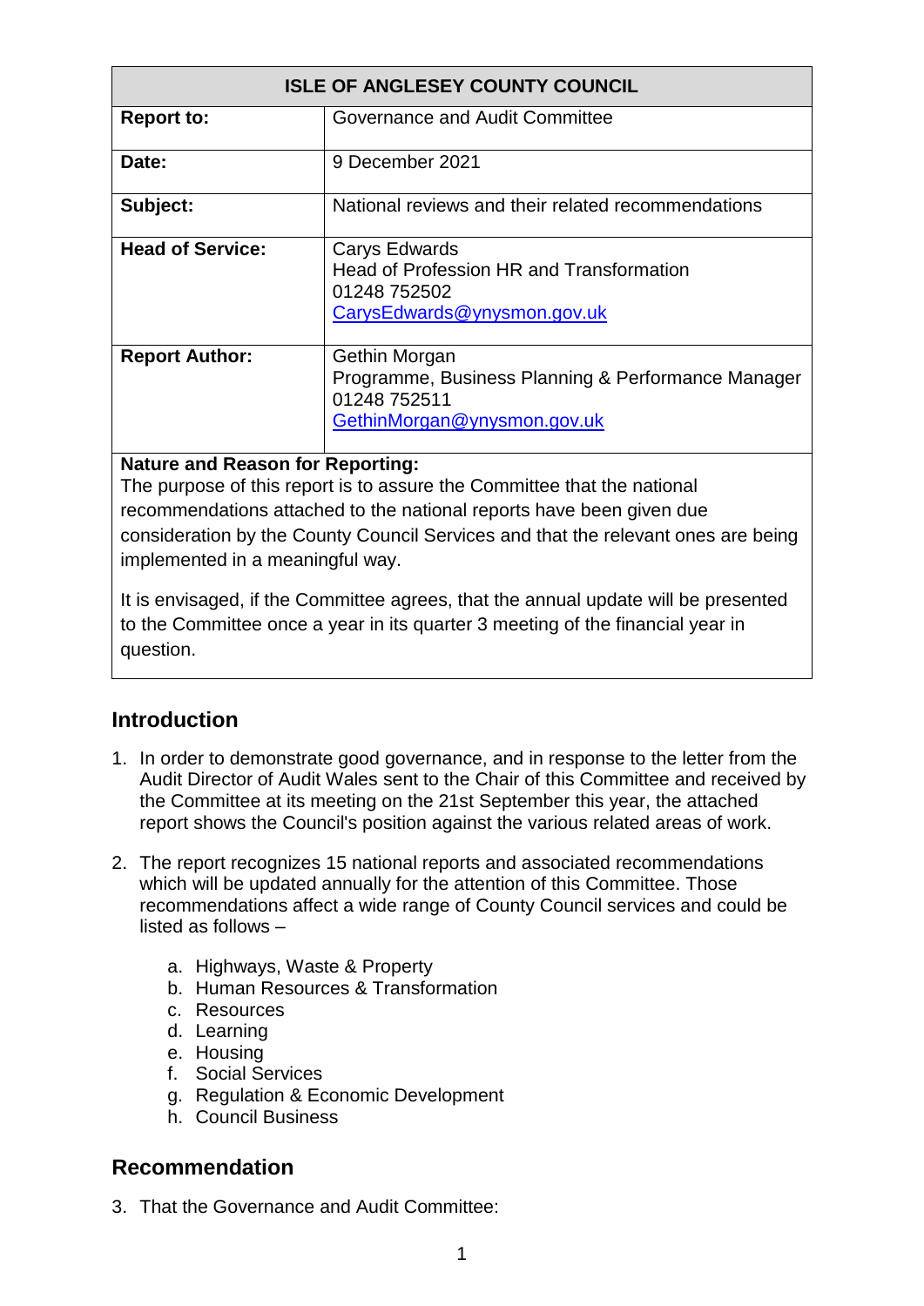| ISLE OF ANGLESEY COUNTY COUNCIL | |
|---|---|
| **Report to:** | Governance and Audit Committee |
| **Date:** | 9 December 2021 |
| **Subject:** | National reviews and their related recommendations |
| **Head of Service:** | Carys Edwards<br>Head of Profession HR and Transformation<br>01248 752502<br>CarysEdwards@ynysmon.gov.uk |
| **Report Author:** | Gethin Morgan<br>Programme, Business Planning & Performance Manager<br>01248 752511<br>GethinMorgan@ynysmon.gov.uk |

**Nature and Reason for Reporting:**

The purpose of this report is to assure the Committee that the national recommendations attached to the national reports have been given due consideration by the County Council Services and that the relevant ones are being implemented in a meaningful way.

It is envisaged, if the Committee agrees, that the annual update will be presented to the Committee once a year in its quarter 3 meeting of the financial year in question.

## Introduction

1. In order to demonstrate good governance, and in response to the letter from the Audit Director of Audit Wales sent to the Chair of this Committee and received by the Committee at its meeting on the 21st September this year, the attached report shows the Council's position against the various related areas of work.

2. The report recognizes 15 national reports and associated recommendations which will be updated annually for the attention of this Committee. Those recommendations affect a wide range of County Council services and could be listed as follows –

    a. Highways, Waste & Property
    b. Human Resources & Transformation
    c. Resources
    d. Learning
    e. Housing
    f. Social Services
    g. Regulation & Economic Development
    h. Council Business

## Recommendation

3. That the Governance and Audit Committee: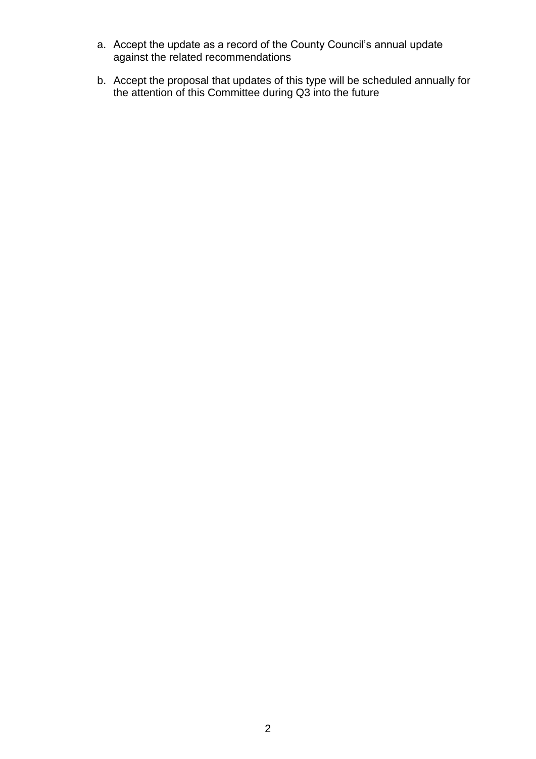a. Accept the update as a record of the County Council's annual update against the related recommendations

b. Accept the proposal that updates of this type will be scheduled annually for the attention of this Committee during Q3 into the future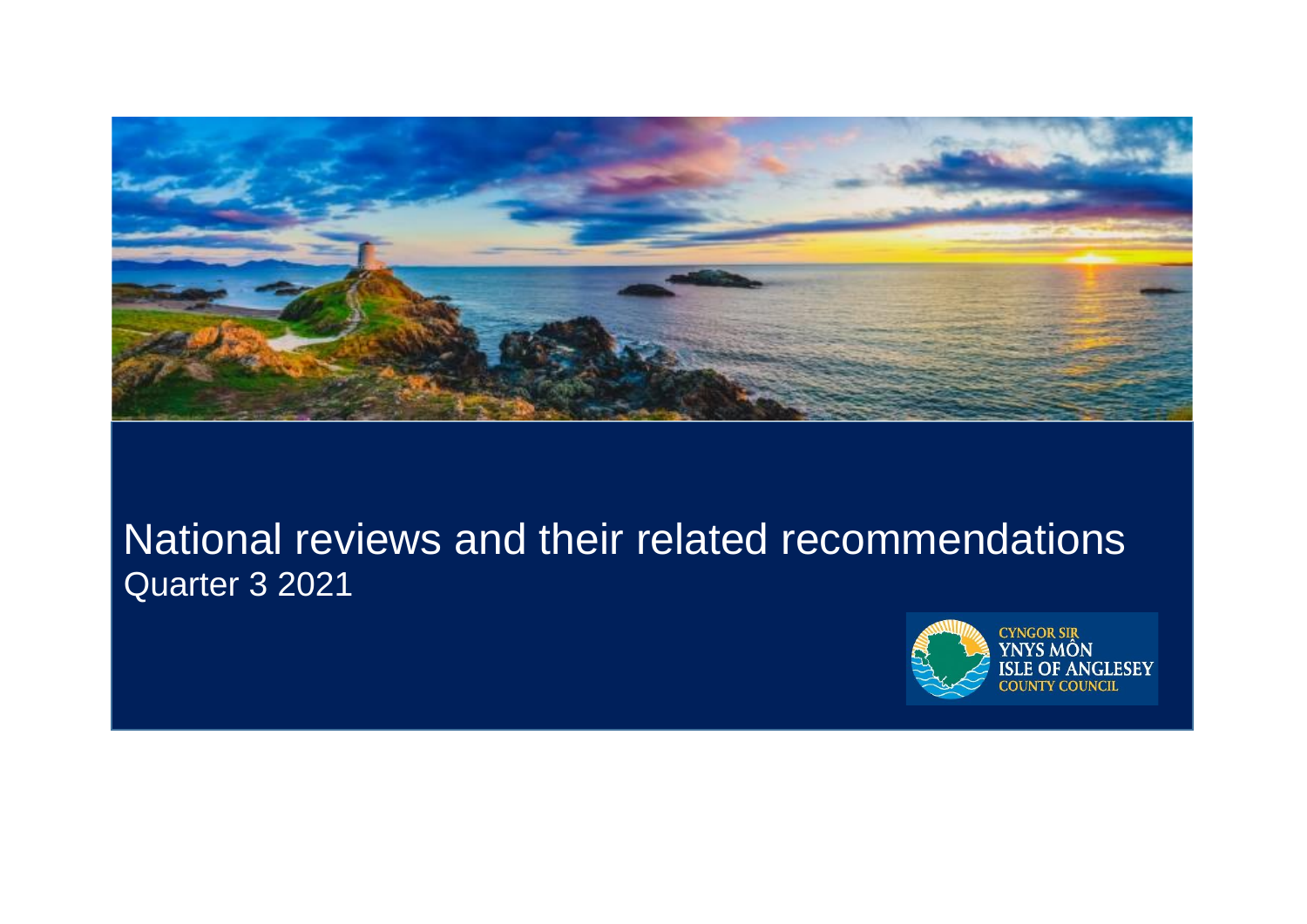# National reviews and their related recommendations

Quarter 3 2021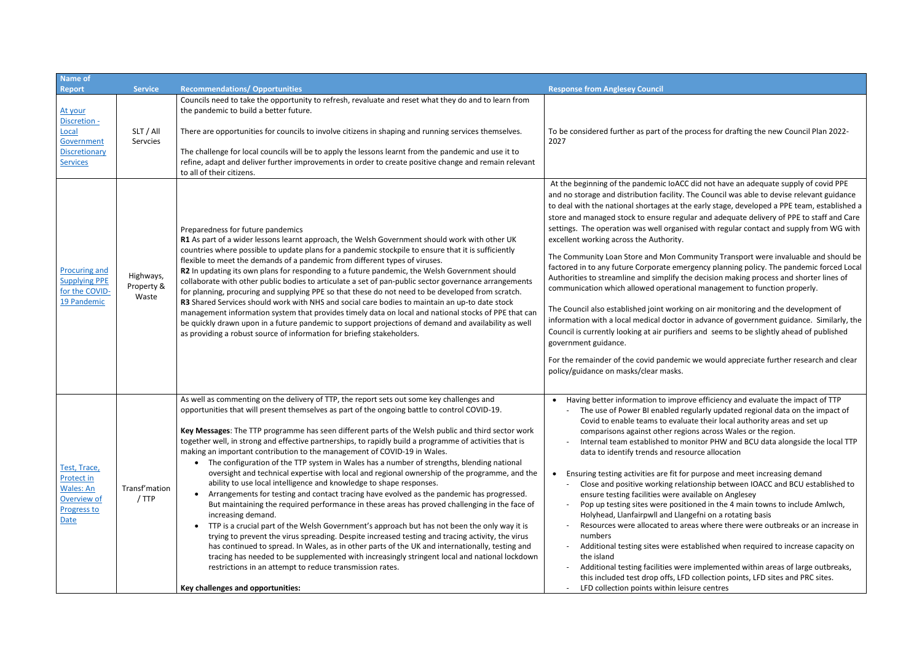| Name of Report | Service | Recommendations/ Opportunities | Response from Anglesey Council |
|---|---|---|---|
| [At your Discretion - Local Government Discretionary Services]() | SLT / All Servcies | Councils need to take the opportunity to refresh, revaluate and reset what they do and to learn from the pandemic to build a better future.<br><br>There are opportunities for councils to involve citizens in shaping and running services themselves.<br><br>The challenge for local councils will be to apply the lessons learnt from the pandemic and use it to refine, adapt and deliver further improvements in order to create positive change and remain relevant to all of their citizens. | To be considered further as part of the process for drafting the new Council Plan 2022-2027 |
| [Procuring and Supplying PPE for the COVID-19 Pandemic]() | Highways, Property & Waste | Preparedness for future pandemics<br>**R1** As part of a wider lessons learnt approach, the Welsh Government should work with other UK countries where possible to update plans for a pandemic stockpile to ensure that it is sufficiently flexible to meet the demands of a pandemic from different types of viruses.<br>**R2** In updating its own plans for responding to a future pandemic, the Welsh Government should collaborate with other public bodies to articulate a set of pan-public sector governance arrangements for planning, procuring and supplying PPE so that these do not need to be developed from scratch.<br>**R3** Shared Services should work with NHS and social care bodies to maintain an up-to date stock management information system that provides timely data on local and national stocks of PPE that can be quickly drawn upon in a future pandemic to support projections of demand and availability as well as providing a robust source of information for briefing stakeholders. | At the beginning of the pandemic IoACC did not have an adequate supply of covid PPE and no storage and distribution facility. The Council was able to devise relevant guidance to deal with the national shortages at the early stage, developed a PPE team, established a store and managed stock to ensure regular and adequate delivery of PPE to staff and Care settings. The operation was well organised with regular contact and supply from WG with excellent working across the Authority.<br><br>The Community Loan Store and Mon Community Transport were invaluable and should be factored in to any future Corporate emergency planning policy. The pandemic forced Local Authorities to streamline and simplify the decision making process and shorter lines of communication which allowed operational management to function properly.<br><br>The Council also established joint working on air monitoring and the development of information with a local medical doctor in advance of government guidance. Similarly, the Council is currently looking at air purifiers and seems to be slightly ahead of published government guidance.<br><br>For the remainder of the covid pandemic we would appreciate further research and clear policy/guidance on masks/clear masks. |
| [Test, Trace, Protect in Wales: An Overview of Progress to Date]() | Transf'mation / TTP | As well as commenting on the delivery of TTP, the report sets out some key challenges and opportunities that will present themselves as part of the ongoing battle to control COVID-19.<br><br>**Key Messages**: The TTP programme has seen different parts of the Welsh public and third sector work together well, in strong and effective partnerships, to rapidly build a programme of activities that is making an important contribution to the management of COVID-19 in Wales.<br>• The configuration of the TTP system in Wales has a number of strengths, blending national oversight and technical expertise with local and regional ownership of the programme, and the ability to use local intelligence and knowledge to shape responses.<br>• Arrangements for testing and contact tracing have evolved as the pandemic has progressed. But maintaining the required performance in these areas has proved challenging in the face of increasing demand.<br>• TTP is a crucial part of the Welsh Government's approach but has not been the only way it is trying to prevent the virus spreading. Despite increased testing and tracing activity, the virus has continued to spread. In Wales, as in other parts of the UK and internationally, testing and tracing has needed to be supplemented with increasingly stringent local and national lockdown restrictions in an attempt to reduce transmission rates.<br><br>**Key challenges and opportunities:** | • Having better information to improve efficiency and evaluate the impact of TTP<br>- The use of Power BI enabled regularly updated regional data on the impact of Covid to enable teams to evaluate their local authority areas and set up comparisons against other regions across Wales or the region.<br>- Internal team established to monitor PHW and BCU data alongside the local TTP data to identify trends and resource allocation<br><br>• Ensuring testing activities are fit for purpose and meet increasing demand<br>- Close and positive working relationship between IOACC and BCU established to ensure testing facilities were available on Anglesey<br>- Pop up testing sites were positioned in the 4 main towns to include Amlwch, Holyhead, Llanfairpwll and Llangefni on a rotating basis<br>- Resources were allocated to areas where there were outbreaks or an increase in numbers<br>- Additional testing sites were established when required to increase capacity on the island<br>- Additional testing facilities were implemented within areas of large outbreaks, this included test drop offs, LFD collection points, LFD sites and PRC sites.<br>- LFD collection points within leisure centres |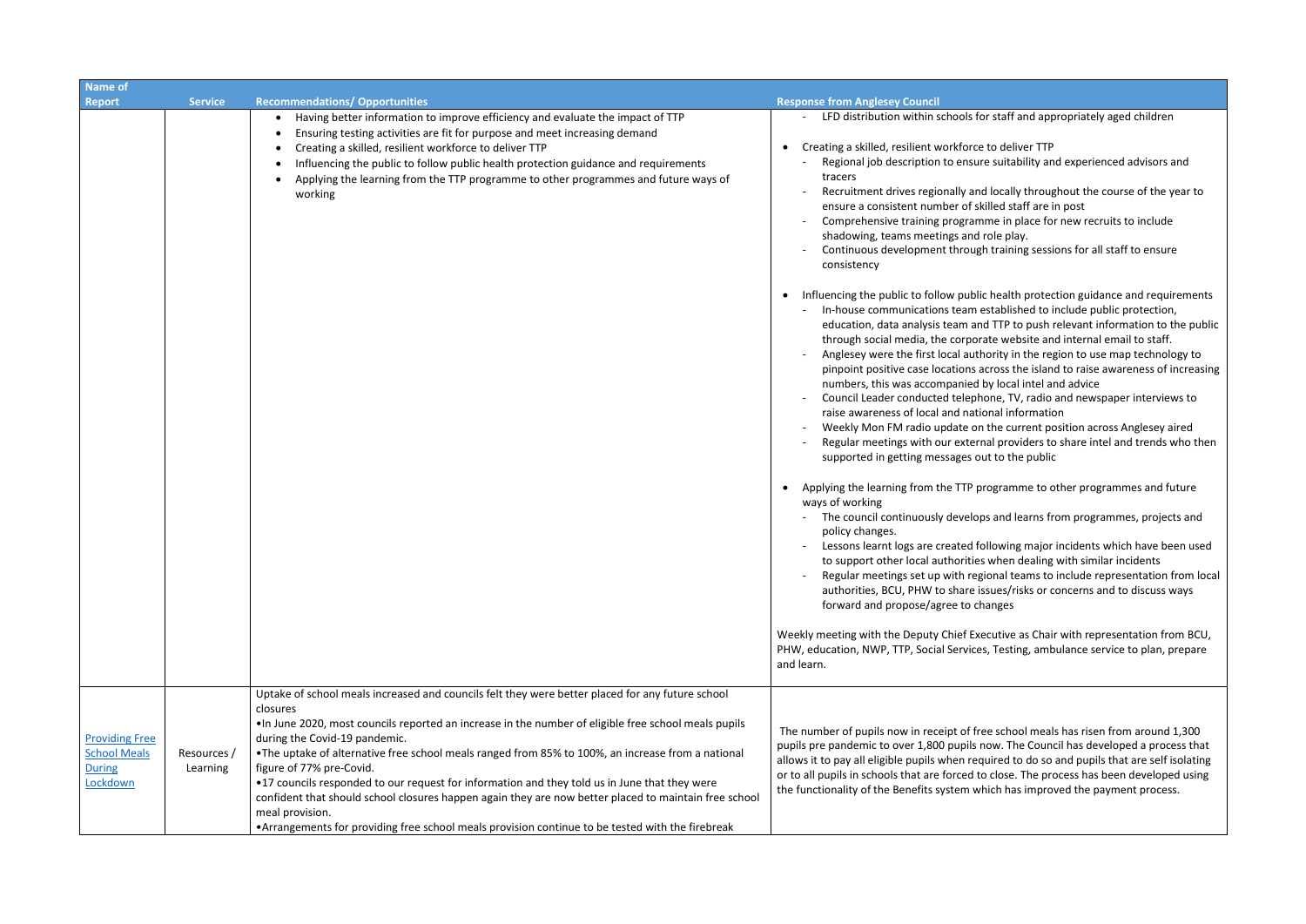| Name of Report | Service | Recommendations/ Opportunities | Response from Anglesey Council |
|---|---|---|---|
| | | • Having better information to improve efficiency and evaluate the impact of TTP<br>• Ensuring testing activities are fit for purpose and meet increasing demand<br>• Creating a skilled, resilient workforce to deliver TTP<br>• Influencing the public to follow public health protection guidance and requirements<br>• Applying the learning from the TTP programme to other programmes and future ways of working | - LFD distribution within schools for staff and appropriately aged children<br><br>• Creating a skilled, resilient workforce to deliver TTP<br>- Regional job description to ensure suitability and experienced advisors and tracers<br>- Recruitment drives regionally and locally throughout the course of the year to ensure a consistent number of skilled staff are in post<br>- Comprehensive training programme in place for new recruits to include shadowing, teams meetings and role play.<br>- Continuous development through training sessions for all staff to ensure consistency<br><br>• Influencing the public to follow public health protection guidance and requirements<br>- In-house communications team established to include public protection, education, data analysis team and TTP to push relevant information to the public through social media, the corporate website and internal email to staff.<br>- Anglesey were the first local authority in the region to use map technology to pinpoint positive case locations across the island to raise awareness of increasing numbers, this was accompanied by local intel and advice<br>- Council Leader conducted telephone, TV, radio and newspaper interviews to raise awareness of local and national information<br>- Weekly Mon FM radio update on the current position across Anglesey aired<br>- Regular meetings with our external providers to share intel and trends who then supported in getting messages out to the public<br><br>• Applying the learning from the TTP programme to other programmes and future ways of working<br>- The council continuously develops and learns from programmes, projects and policy changes.<br>- Lessons learnt logs are created following major incidents which have been used to support other local authorities when dealing with similar incidents<br>- Regular meetings set up with regional teams to include representation from local authorities, BCU, PHW to share issues/risks or concerns and to discuss ways forward and propose/agree to changes<br><br>Weekly meeting with the Deputy Chief Executive as Chair with representation from BCU, PHW, education, NWP, TTP, Social Services, Testing, ambulance service to plan, prepare and learn. |
| Providing Free School Meals During Lockdown | Resources / Learning | Uptake of school meals increased and councils felt they were better placed for any future school closures<br>•In June 2020, most councils reported an increase in the number of eligible free school meals pupils during the Covid-19 pandemic.<br>•The uptake of alternative free school meals ranged from 85% to 100%, an increase from a national figure of 77% pre-Covid.<br>•17 councils responded to our request for information and they told us in June that they were confident that should school closures happen again they are now better placed to maintain free school meal provision.<br>•Arrangements for providing free school meals provision continue to be tested with the firebreak | The number of pupils now in receipt of free school meals has risen from around 1,300 pupils pre pandemic to over 1,800 pupils now. The Council has developed a process that allows it to pay all eligible pupils when required to do so and pupils that are self isolating or to all pupils in schools that are forced to close. The process has been developed using the functionality of the Benefits system which has improved the payment process. |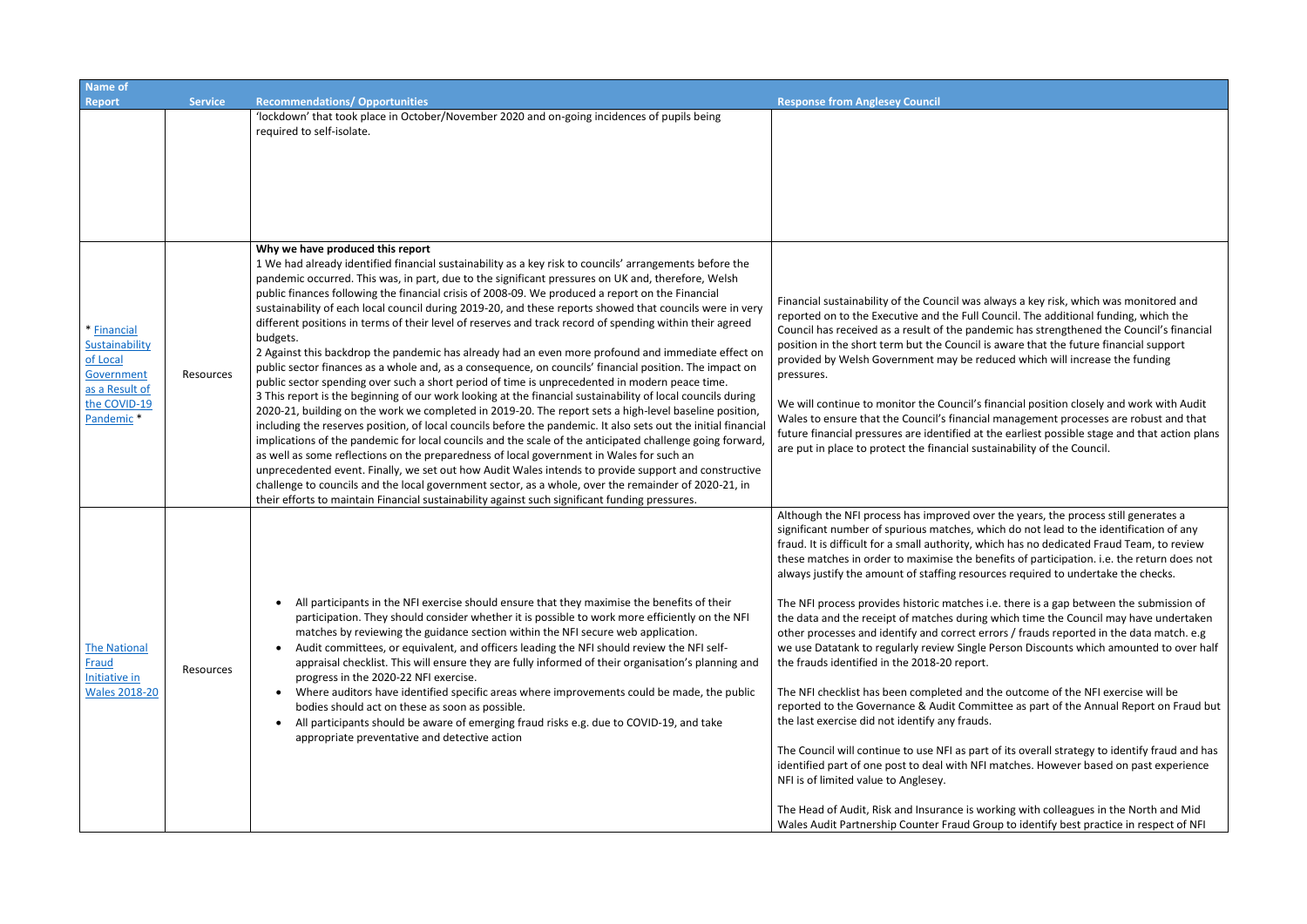| Name of Report | Service | Recommendations/ Opportunities | Response from Anglesey Council |
|---|---|---|---|
| | | 'lockdown' that took place in October/November 2020 and on-going incidences of pupils being required to self-isolate. | |
| * [Financial Sustainability of Local Government as a Result of the COVID-19 Pandemic](#) * | Resources | **Why we have produced this report**<br>1 We had already identified financial sustainability as a key risk to councils' arrangements before the pandemic occurred. This was, in part, due to the significant pressures on UK and, therefore, Welsh public finances following the financial crisis of 2008-09. We produced a report on the Financial sustainability of each local council during 2019-20, and these reports showed that councils were in very different positions in terms of their level of reserves and track record of spending within their agreed budgets.<br>2 Against this backdrop the pandemic has already had an even more profound and immediate effect on public sector finances as a whole and, as a consequence, on councils' financial position. The impact on public sector spending over such a short period of time is unprecedented in modern peace time.<br>3 This report is the beginning of our work looking at the financial sustainability of local councils during 2020-21, building on the work we completed in 2019-20. The report sets a high-level baseline position, including the reserves position, of local councils before the pandemic. It also sets out the initial financial implications of the pandemic for local councils and the scale of the anticipated challenge going forward, as well as some reflections on the preparedness of local government in Wales for such an unprecedented event. Finally, we set out how Audit Wales intends to provide support and constructive challenge to councils and the local government sector, as a whole, over the remainder of 2020-21, in their efforts to maintain Financial sustainability against such significant funding pressures. | Financial sustainability of the Council was always a key risk, which was monitored and reported on to the Executive and the Full Council. The additional funding, which the Council has received as a result of the pandemic has strengthened the Council's financial position in the short term but the Council is aware that the future financial support provided by Welsh Government may be reduced which will increase the funding pressures.<br><br>We will continue to monitor the Council's financial position closely and work with Audit Wales to ensure that the Council's financial management processes are robust and that future financial pressures are identified at the earliest possible stage and that action plans are put in place to protect the financial sustainability of the Council. |
| [The National Fraud Initiative in Wales 2018-20](#) | Resources | • All participants in the NFI exercise should ensure that they maximise the benefits of their participation. They should consider whether it is possible to work more efficiently on the NFI matches by reviewing the guidance section within the NFI secure web application.<br>• Audit committees, or equivalent, and officers leading the NFI should review the NFI self-appraisal checklist. This will ensure they are fully informed of their organisation's planning and progress in the 2020-22 NFI exercise.<br>• Where auditors have identified specific areas where improvements could be made, the public bodies should act on these as soon as possible.<br>• All participants should be aware of emerging fraud risks e.g. due to COVID-19, and take appropriate preventative and detective action | Although the NFI process has improved over the years, the process still generates a significant number of spurious matches, which do not lead to the identification of any fraud. It is difficult for a small authority, which has no dedicated Fraud Team, to review these matches in order to maximise the benefits of participation. i.e. the return does not always justify the amount of staffing resources required to undertake the checks.<br><br>The NFI process provides historic matches i.e. there is a gap between the submission of the data and the receipt of matches during which time the Council may have undertaken other processes and identify and correct errors / frauds reported in the data match. e.g we use Datatank to regularly review Single Person Discounts which amounted to over half the frauds identified in the 2018-20 report.<br><br>The NFI checklist has been completed and the outcome of the NFI exercise will be reported to the Governance & Audit Committee as part of the Annual Report on Fraud but the last exercise did not identify any frauds.<br><br>The Council will continue to use NFI as part of its overall strategy to identify fraud and has identified part of one post to deal with NFI matches. However based on past experience NFI is of limited value to Anglesey.<br><br>The Head of Audit, Risk and Insurance is working with colleagues in the North and Mid Wales Audit Partnership Counter Fraud Group to identify best practice in respect of NFI |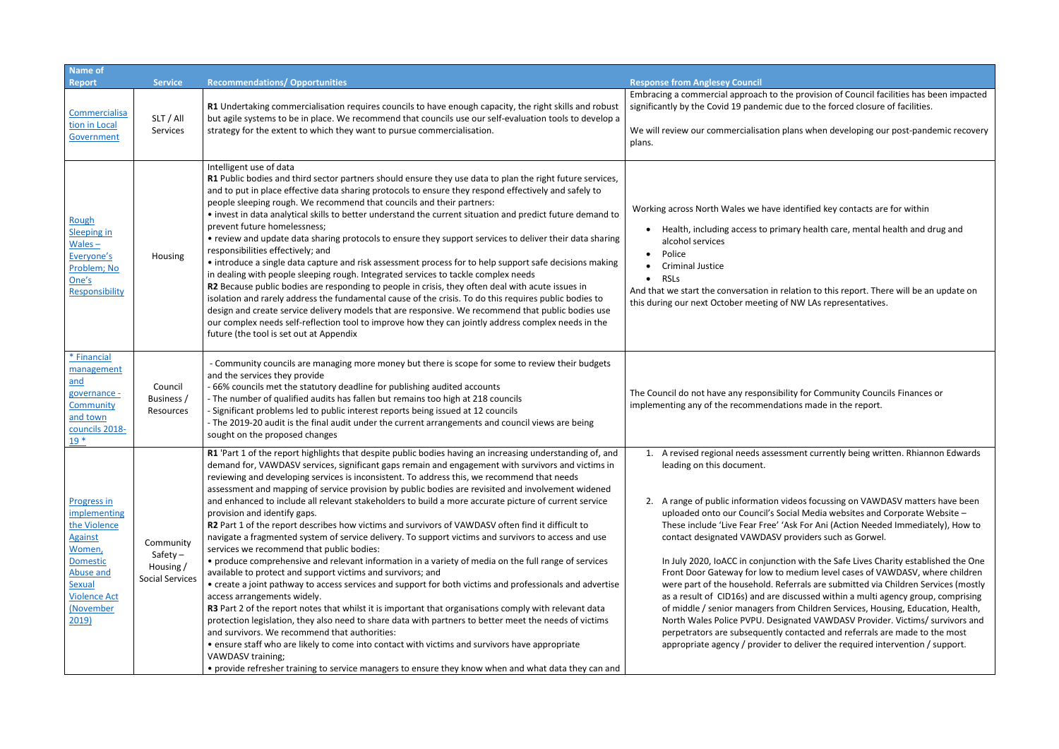| Name of Report | Service | Recommendations/ Opportunities | Response from Anglesey Council |
| --- | --- | --- | --- |
| Commercialisation in Local Government | SLT / All Services | **R1** Undertaking commercialisation requires councils to have enough capacity, the right skills and robust but agile systems to be in place. We recommend that councils use our self-evaluation tools to develop a strategy for the extent to which they want to pursue commercialisation. | Embracing a commercial approach to the provision of Council facilities has been impacted significantly by the Covid 19 pandemic due to the forced closure of facilities.<br><br>We will review our commercialisation plans when developing our post-pandemic recovery plans. |
| Rough Sleeping in Wales – Everyone's Problem; No One's Responsibility | Housing | Intelligent use of data<br>**R1** Public bodies and third sector partners should ensure they use data to plan the right future services, and to put in place effective data sharing protocols to ensure they respond effectively and safely to people sleeping rough. We recommend that councils and their partners:<br>• invest in data analytical skills to better understand the current situation and predict future demand to prevent future homelessness;<br>• review and update data sharing protocols to ensure they support services to deliver their data sharing responsibilities effectively; and<br>• introduce a single data capture and risk assessment process for to help support safe decisions making in dealing with people sleeping rough. Integrated services to tackle complex needs<br>**R2** Because public bodies are responding to people in crisis, they often deal with acute issues in isolation and rarely address the fundamental cause of the crisis. To do this requires public bodies to design and create service delivery models that are responsive. We recommend that public bodies use our complex needs self-reflection tool to improve how they can jointly address complex needs in the future (the tool is set out at Appendix | Working across North Wales we have identified key contacts are for within<br>• Health, including access to primary health care, mental health and drug and alcohol services<br>• Police<br>• Criminal Justice<br>• RSLs<br>And that we start the conversation in relation to this report. There will be an update on this during our next October meeting of NW LAs representatives. |
| * Financial management and governance - Community and town councils 2018-19 * | Council Business / Resources | - Community councils are managing more money but there is scope for some to review their budgets and the services they provide<br>- 66% councils met the statutory deadline for publishing audited accounts<br>- The number of qualified audits has fallen but remains too high at 218 councils<br>- Significant problems led to public interest reports being issued at 12 councils<br>- The 2019-20 audit is the final audit under the current arrangements and council views are being sought on the proposed changes | The Council do not have any responsibility for Community Councils Finances or implementing any of the recommendations made in the report. |
| Progress in implementing the Violence Against Women, Domestic Abuse and Sexual Violence Act (November 2019) | Community Safety – Housing / Social Services | **R1** 'Part 1 of the report highlights that despite public bodies having an increasing understanding of, and demand for, VAWDASV services, significant gaps remain and engagement with survivors and victims in reviewing and developing services is inconsistent. To address this, we recommend that needs assessment and mapping of service provision by public bodies are revisited and involvement widened and enhanced to include all relevant stakeholders to build a more accurate picture of current service provision and identify gaps.<br>**R2** Part 1 of the report describes how victims and survivors of VAWDASV often find it difficult to navigate a fragmented system of service delivery. To support victims and survivors to access and use services we recommend that public bodies:<br>• produce comprehensive and relevant information in a variety of media on the full range of services available to protect and support victims and survivors; and<br>• create a joint pathway to access services and support for both victims and professionals and advertise access arrangements widely.<br>**R3** Part 2 of the report notes that whilst it is important that organisations comply with relevant data protection legislation, they also need to share data with partners to better meet the needs of victims and survivors. We recommend that authorities:<br>• ensure staff who are likely to come into contact with victims and survivors have appropriate VAWDASV training;<br>• provide refresher training to service managers to ensure they know when and what data they can and | 1. A revised regional needs assessment currently being written. Rhiannon Edwards leading on this document.<br><br>2. A range of public information videos focussing on VAWDASV matters have been uploaded onto our Council's Social Media websites and Corporate Website – These include 'Live Fear Free' 'Ask For Ani (Action Needed Immediately), How to contact designated VAWDASV providers such as Gorwel.<br><br>In July 2020, IoACC in conjunction with the Safe Lives Charity established the One Front Door Gateway for low to medium level cases of VAWDASV, where children were part of the household. Referrals are submitted via Children Services (mostly as a result of CID16s) and are discussed within a multi agency group, comprising of middle / senior managers from Children Services, Housing, Education, Health, North Wales Police PVPU. Designated VAWDASV Provider. Victims/ survivors and perpetrators are subsequently contacted and referrals are made to the most appropriate agency / provider to deliver the required intervention / support. |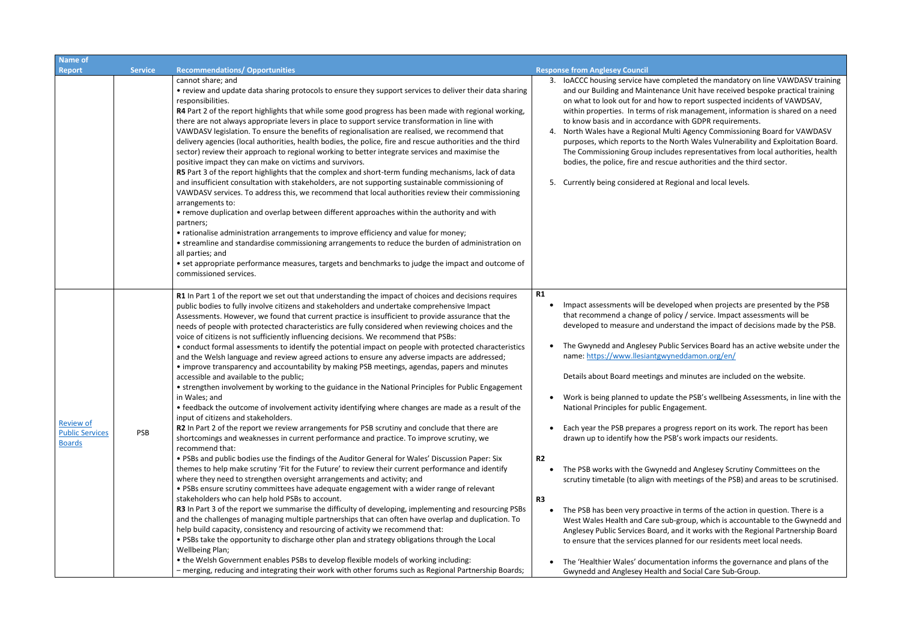| Name of Report | Service | Recommendations/ Opportunities | Response from Anglesey Council |
|---|---|---|---|
| | | cannot share; and<br>• review and update data sharing protocols to ensure they support services to deliver their data sharing responsibilities.<br>**R4** Part 2 of the report highlights that while some good progress has been made with regional working, there are not always appropriate levers in place to support service transformation in line with VAWDASV legislation. To ensure the benefits of regionalisation are realised, we recommend that delivery agencies (local authorities, health bodies, the police, fire and rescue authorities and the third sector) review their approach to regional working to better integrate services and maximise the positive impact they can make on victims and survivors.<br>**R5** Part 3 of the report highlights that the complex and short-term funding mechanisms, lack of data and insufficient consultation with stakeholders, are not supporting sustainable commissioning of VAWDASV services. To address this, we recommend that local authorities review their commissioning arrangements to:<br>• remove duplication and overlap between different approaches within the authority and with partners;<br>• rationalise administration arrangements to improve efficiency and value for money;<br>• streamline and standardise commissioning arrangements to reduce the burden of administration on all parties; and<br>• set appropriate performance measures, targets and benchmarks to judge the impact and outcome of commissioned services. | 3. IoACCC housing service have completed the mandatory on line VAWDASV training and our Building and Maintenance Unit have received bespoke practical training on what to look out for and how to report suspected incidents of VAWDSAV, within properties. In terms of risk management, information is shared on a need to know basis and in accordance with GDPR requirements.<br>4. North Wales have a Regional Multi Agency Commissioning Board for VAWDASV purposes, which reports to the North Wales Vulnerability and Exploitation Board. The Commissioning Group includes representatives from local authorities, health bodies, the police, fire and rescue authorities and the third sector.<br>5. Currently being considered at Regional and local levels. |
| [Review of Public Services Boards]() | PSB | **R1** In Part 1 of the report we set out that understanding the impact of choices and decisions requires public bodies to fully involve citizens and stakeholders and undertake comprehensive Impact Assessments. However, we found that current practice is insufficient to provide assurance that the needs of people with protected characteristics are fully considered when reviewing choices and the voice of citizens is not sufficiently influencing decisions. We recommend that PSBs:<br>• conduct formal assessments to identify the potential impact on people with protected characteristics and the Welsh language and review agreed actions to ensure any adverse impacts are addressed;<br>• improve transparency and accountability by making PSB meetings, agendas, papers and minutes accessible and available to the public;<br>• strengthen involvement by working to the guidance in the National Principles for Public Engagement in Wales; and<br>• feedback the outcome of involvement activity identifying where changes are made as a result of the input of citizens and stakeholders.<br>**R2** In Part 2 of the report we review arrangements for PSB scrutiny and conclude that there are shortcomings and weaknesses in current performance and practice. To improve scrutiny, we recommend that:<br>• PSBs and public bodies use the findings of the Auditor General for Wales' Discussion Paper: Six themes to help make scrutiny 'Fit for the Future' to review their current performance and identify where they need to strengthen oversight arrangements and activity; and<br>• PSBs ensure scrutiny committees have adequate engagement with a wider range of relevant stakeholders who can help hold PSBs to account.<br>**R3** In Part 3 of the report we summarise the difficulty of developing, implementing and resourcing PSBs and the challenges of managing multiple partnerships that can often have overlap and duplication. To help build capacity, consistency and resourcing of activity we recommend that:<br>• PSBs take the opportunity to discharge other plan and strategy obligations through the Local Wellbeing Plan;<br>• the Welsh Government enables PSBs to develop flexible models of working including:<br>– merging, reducing and integrating their work with other forums such as Regional Partnership Boards; | **R1**<br>• Impact assessments will be developed when projects are presented by the PSB that recommend a change of policy / service. Impact assessments will be developed to measure and understand the impact of decisions made by the PSB.<br>• The Gwynedd and Anglesey Public Services Board has an active website under the name: [https://www.llesiantgwyneddamon.org/en/](https://www.llesiantgwyneddamon.org/en/)<br>Details about Board meetings and minutes are included on the website.<br>• Work is being planned to update the PSB's wellbeing Assessments, in line with the National Principles for public Engagement.<br>• Each year the PSB prepares a progress report on its work. The report has been drawn up to identify how the PSB's work impacts our residents.<br>**R2**<br>• The PSB works with the Gwynedd and Anglesey Scrutiny Committees on the scrutiny timetable (to align with meetings of the PSB) and areas to be scrutinised.<br>**R3**<br>• The PSB has been very proactive in terms of the action in question. There is a West Wales Health and Care sub-group, which is accountable to the Gwynedd and Anglesey Public Services Board, and it works with the Regional Partnership Board to ensure that the services planned for our residents meet local needs.<br>• The 'Healthier Wales' documentation informs the governance and plans of the Gwynedd and Anglesey Health and Social Care Sub-Group. |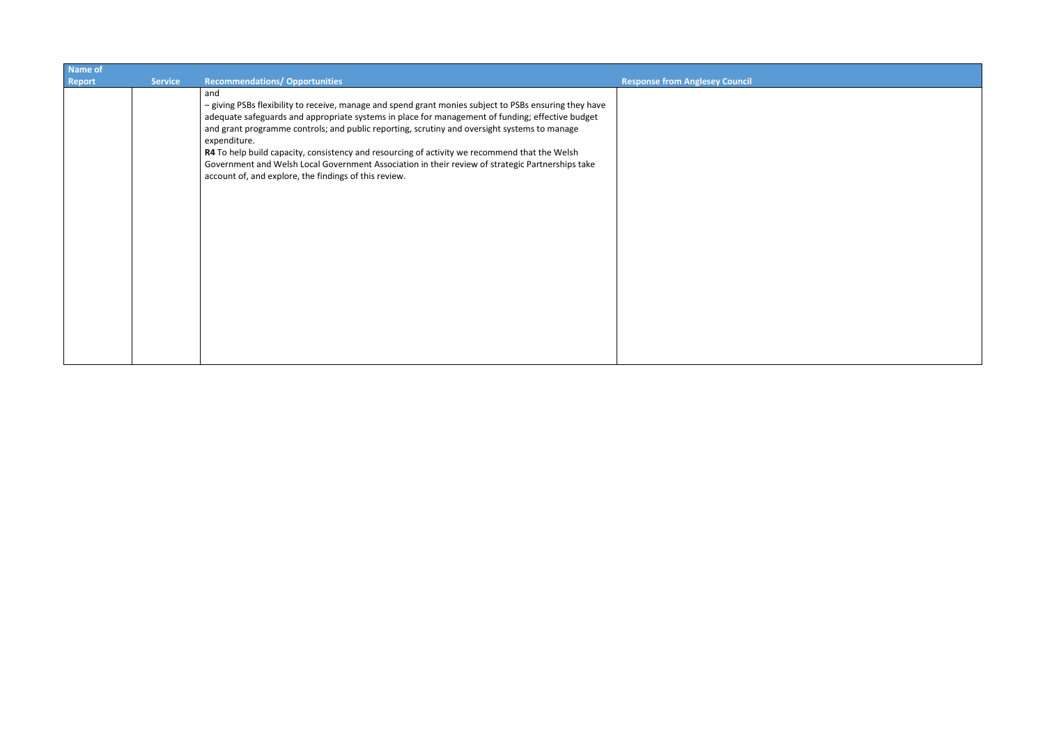| Name of Report | Service | Recommendations/ Opportunities | Response from Anglesey Council |
|---|---|---|---|
| | | and<br>– giving PSBs flexibility to receive, manage and spend grant monies subject to PSBs ensuring they have adequate safeguards and appropriate systems in place for management of funding; effective budget and grant programme controls; and public reporting, scrutiny and oversight systems to manage expenditure.<br>**R4** To help build capacity, consistency and resourcing of activity we recommend that the Welsh Government and Welsh Local Government Association in their review of strategic Partnerships take account of, and explore, the findings of this review. | |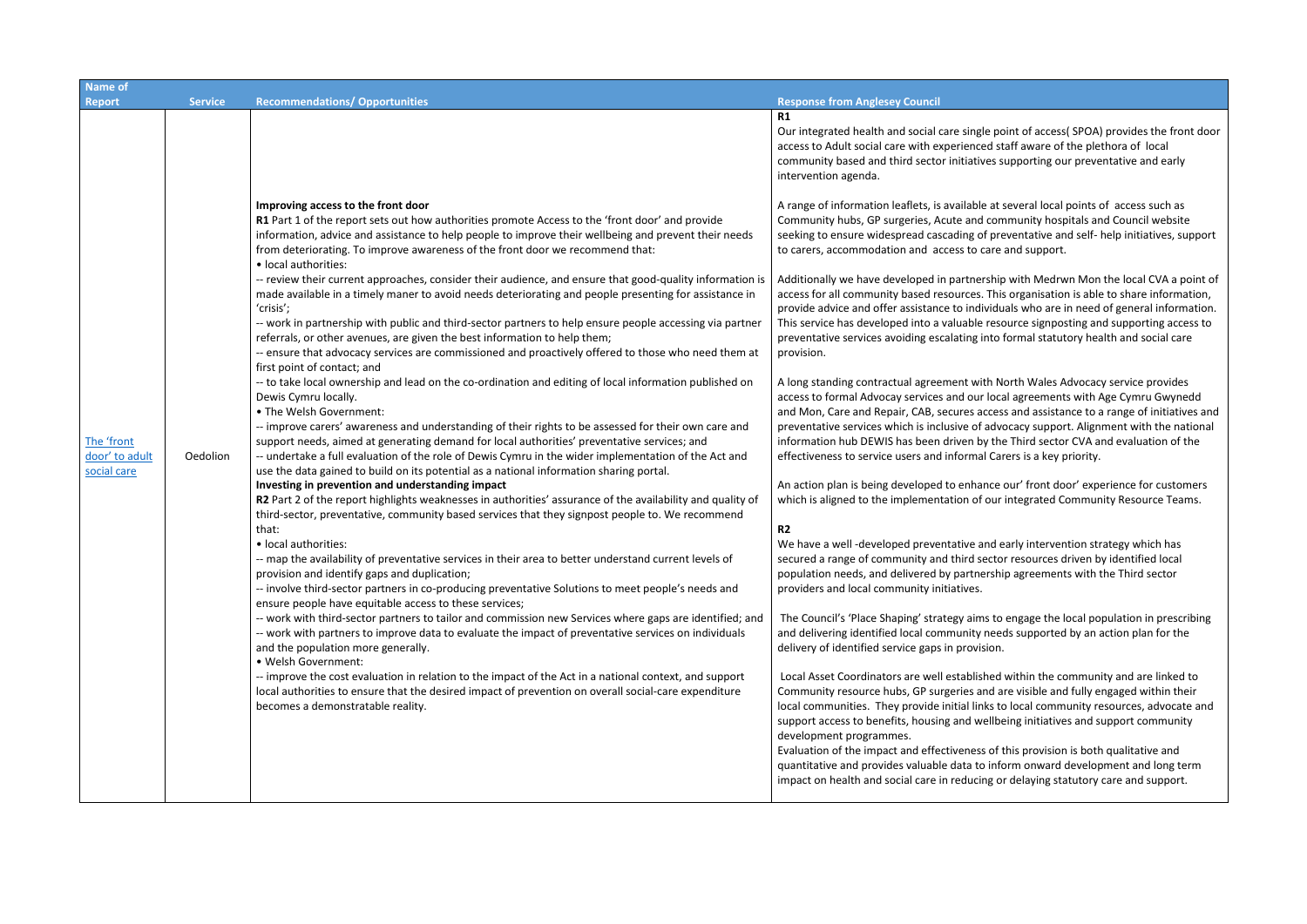| Name of Report | Service | Recommendations/ Opportunities | Response from Anglesey Council |
| --- | --- | --- | --- |
| The 'front door' to adult social care | Oedolion | **Improving access to the front door**<br>**R1** Part 1 of the report sets out how authorities promote Access to the 'front door' and provide information, advice and assistance to help people to improve their wellbeing and prevent their needs from deteriorating. To improve awareness of the front door we recommend that:<br>• local authorities:<br>-- review their current approaches, consider their audience, and ensure that good-quality information is made available in a timely maner to avoid needs deteriorating and people presenting for assistance in 'crisis';<br>-- work in partnership with public and third-sector partners to help ensure people accessing via partner referrals, or other avenues, are given the best information to help them;<br>-- ensure that advocacy services are commissioned and proactively offered to those who need them at first point of contact; and<br>-- to take local ownership and lead on the co-ordination and editing of local information published on Dewis Cymru locally.<br>• The Welsh Government:<br>-- improve carers' awareness and understanding of their rights to be assessed for their own care and support needs, aimed at generating demand for local authorities' preventative services; and<br>-- undertake a full evaluation of the role of Dewis Cymru in the wider implementation of the Act and use the data gained to build on its potential as a national information sharing portal.<br>**Investing in prevention and understanding impact**<br>**R2** Part 2 of the report highlights weaknesses in authorities' assurance of the availability and quality of third-sector, preventative, community based services that they signpost people to. We recommend that:<br>• local authorities:<br>-- map the availability of preventative services in their area to better understand current levels of provision and identify gaps and duplication;<br>-- involve third-sector partners in co-producing preventative Solutions to meet people's needs and ensure people have equitable access to these services;<br>-- work with third-sector partners to tailor and commission new Services where gaps are identified; and<br>-- work with partners to improve data to evaluate the impact of preventative services on individuals and the population more generally.<br>• Welsh Government:<br>-- improve the cost evaluation in relation to the impact of the Act in a national context, and support local authorities to ensure that the desired impact of prevention on overall social-care expenditure becomes a demonstratable reality. | **R1**<br>Our integrated health and social care single point of access( SPOA) provides the front door access to Adult social care with experienced staff aware of the plethora of local community based and third sector initiatives supporting our preventative and early intervention agenda.<br><br>A range of information leaflets, is available at several local points of access such as Community hubs, GP surgeries, Acute and community hospitals and Council website seeking to ensure widespread cascading of preventative and self- help initiatives, support to carers, accommodation and access to care and support.<br><br>Additionally we have developed in partnership with Medrwn Mon the local CVA a point of access for all community based resources. This organisation is able to share information, provide advice and offer assistance to individuals who are in need of general information. This service has developed into a valuable resource signposting and supporting access to preventative services avoiding escalating into formal statutory health and social care provision.<br><br>A long standing contractual agreement with North Wales Advocacy service provides access to formal Advocay services and our local agreements with Age Cymru Gwynedd and Mon, Care and Repair, CAB, secures access and assistance to a range of initiatives and preventative services which is inclusive of advocacy support. Alignment with the national information hub DEWIS has been driven by the Third sector CVA and evaluation of the effectiveness to service users and informal Carers is a key priority.<br><br>An action plan is being developed to enhance our' front door' experience for customers which is aligned to the implementation of our integrated Community Resource Teams.<br><br>**R2**<br>We have a well -developed preventative and early intervention strategy which has secured a range of community and third sector resources driven by identified local population needs, and delivered by partnership agreements with the Third sector providers and local community initiatives.<br><br>The Council's 'Place Shaping' strategy aims to engage the local population in prescribing and delivering identified local community needs supported by an action plan for the delivery of identified service gaps in provision.<br><br>Local Asset Coordinators are well established within the community and are linked to Community resource hubs, GP surgeries and are visible and fully engaged within their local communities. They provide initial links to local community resources, advocate and support access to benefits, housing and wellbeing initiatives and support community development programmes.<br>Evaluation of the impact and effectiveness of this provision is both qualitative and quantitative and provides valuable data to inform onward development and long term impact on health and social care in reducing or delaying statutory care and support. |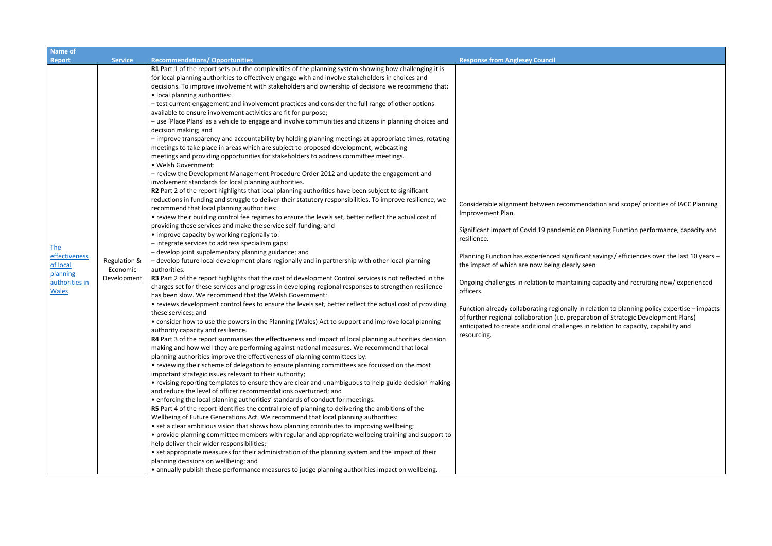| Name of Report | Service | Recommendations/ Opportunities | Response from Anglesey Council |
|---|---|---|---|
| [The effectiveness of local planning authorities in Wales]() | Regulation & Economic Development | **R1** Part 1 of the report sets out the complexities of the planning system showing how challenging it is for local planning authorities to effectively engage with and involve stakeholders in choices and decisions. To improve involvement with stakeholders and ownership of decisions we recommend that:<br>• local planning authorities:<br>– test current engagement and involvement practices and consider the full range of other options available to ensure involvement activities are fit for purpose;<br>– use 'Place Plans' as a vehicle to engage and involve communities and citizens in planning choices and decision making; and<br>– improve transparency and accountability by holding planning meetings at appropriate times, rotating meetings to take place in areas which are subject to proposed development, webcasting meetings and providing opportunities for stakeholders to address committee meetings.<br>• Welsh Government:<br>– review the Development Management Procedure Order 2012 and update the engagement and involvement standards for local planning authorities.<br>**R2** Part 2 of the report highlights that local planning authorities have been subject to significant reductions in funding and struggle to deliver their statutory responsibilities. To improve resilience, we recommend that local planning authorities:<br>• review their building control fee regimes to ensure the levels set, better reflect the actual cost of providing these services and make the service self-funding; and<br>• improve capacity by working regionally to:<br>– integrate services to address specialism gaps;<br>– develop joint supplementary planning guidance; and<br>– develop future local development plans regionally and in partnership with other local planning authorities.<br>**R3** Part 2 of the report highlights that the cost of development Control services is not reflected in the charges set for these services and progress in developing regional responses to strengthen resilience has been slow. We recommend that the Welsh Government:<br>• reviews development control fees to ensure the levels set, better reflect the actual cost of providing these services; and<br>• consider how to use the powers in the Planning (Wales) Act to support and improve local planning authority capacity and resilience.<br>**R4** Part 3 of the report summarises the effectiveness and impact of local planning authorities decision making and how well they are performing against national measures. We recommend that local planning authorities improve the effectiveness of planning committees by:<br>• reviewing their scheme of delegation to ensure planning committees are focussed on the most important strategic issues relevant to their authority;<br>• revising reporting templates to ensure they are clear and unambiguous to help guide decision making and reduce the level of officer recommendations overturned; and<br>• enforcing the local planning authorities' standards of conduct for meetings.<br>**R5** Part 4 of the report identifies the central role of planning to delivering the ambitions of the Wellbeing of Future Generations Act. We recommend that local planning authorities:<br>• set a clear ambitious vision that shows how planning contributes to improving wellbeing;<br>• provide planning committee members with regular and appropriate wellbeing training and support to help deliver their wider responsibilities;<br>• set appropriate measures for their administration of the planning system and the impact of their planning decisions on wellbeing; and<br>• annually publish these performance measures to judge planning authorities impact on wellbeing. | Considerable alignment between recommendation and scope/ priorities of IACC Planning Improvement Plan.<br><br>Significant impact of Covid 19 pandemic on Planning Function performance, capacity and resilience.<br><br>Planning Function has experienced significant savings/ efficiencies over the last 10 years – the impact of which are now being clearly seen<br><br>Ongoing challenges in relation to maintaining capacity and recruiting new/ experienced officers.<br><br>Function already collaborating regionally in relation to planning policy expertise – impacts of further regional collaboration (i.e. preparation of Strategic Development Plans) anticipated to create additional challenges in relation to capacity, capability and resourcing. |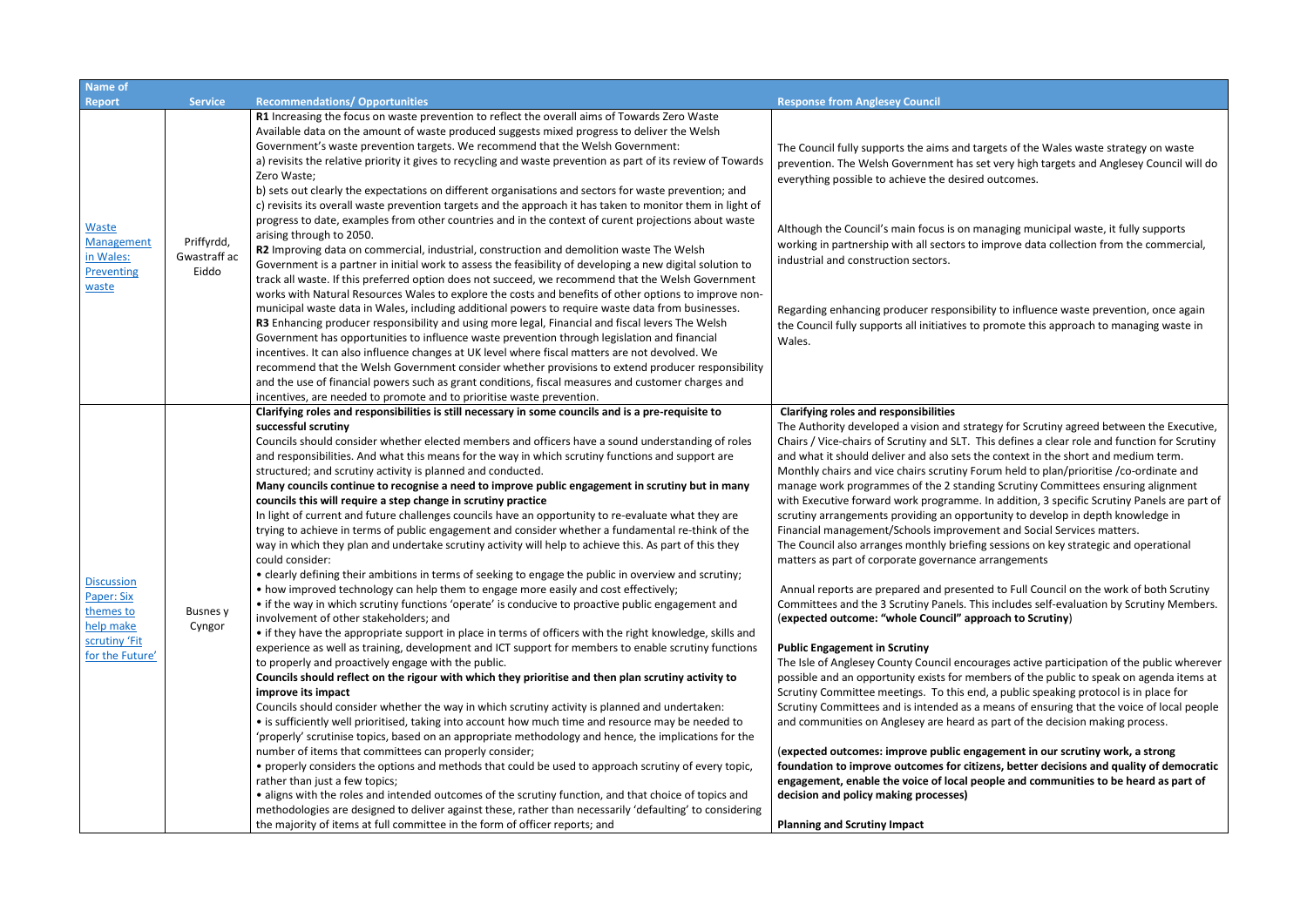| Name of Report | Service | Recommendations/ Opportunities | Response from Anglesey Council |
|---|---|---|---|
| Waste Management in Wales: Preventing waste | Priffyrdd, Gwastraff ac Eiddo | **R1** Increasing the focus on waste prevention to reflect the overall aims of Towards Zero Waste Available data on the amount of waste produced suggests mixed progress to deliver the Welsh Government's waste prevention targets. We recommend that the Welsh Government:<br>a) revisits the relative priority it gives to recycling and waste prevention as part of its review of Towards Zero Waste;<br>b) sets out clearly the expectations on different organisations and sectors for waste prevention; and<br>c) revisits its overall waste prevention targets and the approach it has taken to monitor them in light of progress to date, examples from other countries and in the context of curent projections about waste arising through to 2050.<br>**R2** Improving data on commercial, industrial, construction and demolition waste The Welsh Government is a partner in initial work to assess the feasibility of developing a new digital solution to track all waste. If this preferred option does not succeed, we recommend that the Welsh Government works with Natural Resources Wales to explore the costs and benefits of other options to improve non-municipal waste data in Wales, including additional powers to require waste data from businesses.<br>**R3** Enhancing producer responsibility and using more legal, Financial and fiscal levers The Welsh Government has opportunities to influence waste prevention through legislation and financial incentives. It can also influence changes at UK level where fiscal matters are not devolved. We recommend that the Welsh Government consider whether provisions to extend producer responsibility and the use of financial powers such as grant conditions, fiscal measures and customer charges and incentives, are needed to promote and to prioritise waste prevention. | The Council fully supports the aims and targets of the Wales waste strategy on waste prevention. The Welsh Government has set very high targets and Anglesey Council will do everything possible to achieve the desired outcomes.<br><br>Although the Council's main focus is on managing municipal waste, it fully supports working in partnership with all sectors to improve data collection from the commercial, industrial and construction sectors.<br><br>Regarding enhancing producer responsibility to influence waste prevention, once again the Council fully supports all initiatives to promote this approach to managing waste in Wales. |
| Discussion Paper: Six themes to help make scrutiny 'Fit for the Future' | Busnes y Cyngor | **Clarifying roles and responsibilities is still necessary in some councils and is a pre-requisite to successful scrutiny**<br>Councils should consider whether elected members and officers have a sound understanding of roles and responsibilities. And what this means for the way in which scrutiny functions and support are structured; and scrutiny activity is planned and conducted.<br>**Many councils continue to recognise a need to improve public engagement in scrutiny but in many councils this will require a step change in scrutiny practice**<br>In light of current and future challenges councils have an opportunity to re-evaluate what they are trying to achieve in terms of public engagement and consider whether a fundamental re-think of the way in which they plan and undertake scrutiny activity will help to achieve this. As part of this they could consider:<br>• clearly defining their ambitions in terms of seeking to engage the public in overview and scrutiny;<br>• how improved technology can help them to engage more easily and cost effectively;<br>• if the way in which scrutiny functions 'operate' is conducive to proactive public engagement and involvement of other stakeholders; and<br>• if they have the appropriate support in place in terms of officers with the right knowledge, skills and experience as well as training, development and ICT support for members to enable scrutiny functions to properly and proactively engage with the public.<br>**Councils should reflect on the rigour with which they prioritise and then plan scrutiny activity to improve its impact**<br>Councils should consider whether the way in which scrutiny activity is planned and undertaken:<br>• is sufficiently well prioritised, taking into account how much time and resource may be needed to 'properly' scrutinise topics, based on an appropriate methodology and hence, the implications for the number of items that committees can properly consider;<br>• properly considers the options and methods that could be used to approach scrutiny of every topic, rather than just a few topics;<br>• aligns with the roles and intended outcomes of the scrutiny function, and that choice of topics and methodologies are designed to deliver against these, rather than necessarily 'defaulting' to considering the majority of items at full committee in the form of officer reports; and | **Clarifying roles and responsibilities**<br>The Authority developed a vision and strategy for Scrutiny agreed between the Executive, Chairs / Vice-chairs of Scrutiny and SLT. This defines a clear role and function for Scrutiny and what it should deliver and also sets the context in the short and medium term. Monthly chairs and vice chairs scrutiny Forum held to plan/prioritise /co-ordinate and manage work programmes of the 2 standing Scrutiny Committees ensuring alignment with Executive forward work programme. In addition, 3 specific Scrutiny Panels are part of scrutiny arrangements providing an opportunity to develop in depth knowledge in Financial management/Schools improvement and Social Services matters.<br>The Council also arranges monthly briefing sessions on key strategic and operational matters as part of corporate governance arrangements<br><br>Annual reports are prepared and presented to Full Council on the work of both Scrutiny Committees and the 3 Scrutiny Panels. This includes self-evaluation by Scrutiny Members. (**expected outcome: "whole Council" approach to Scrutiny**)<br><br>**Public Engagement in Scrutiny**<br>The Isle of Anglesey County Council encourages active participation of the public wherever possible and an opportunity exists for members of the public to speak on agenda items at Scrutiny Committee meetings. To this end, a public speaking protocol is in place for Scrutiny Committees and is intended as a means of ensuring that the voice of local people and communities on Anglesey are heard as part of the decision making process.<br><br>(**expected outcomes: improve public engagement in our scrutiny work, a strong foundation to improve outcomes for citizens, better decisions and quality of democratic engagement, enable the voice of local people and communities to be heard as part of decision and policy making processes**)<br><br>**Planning and Scrutiny Impact** |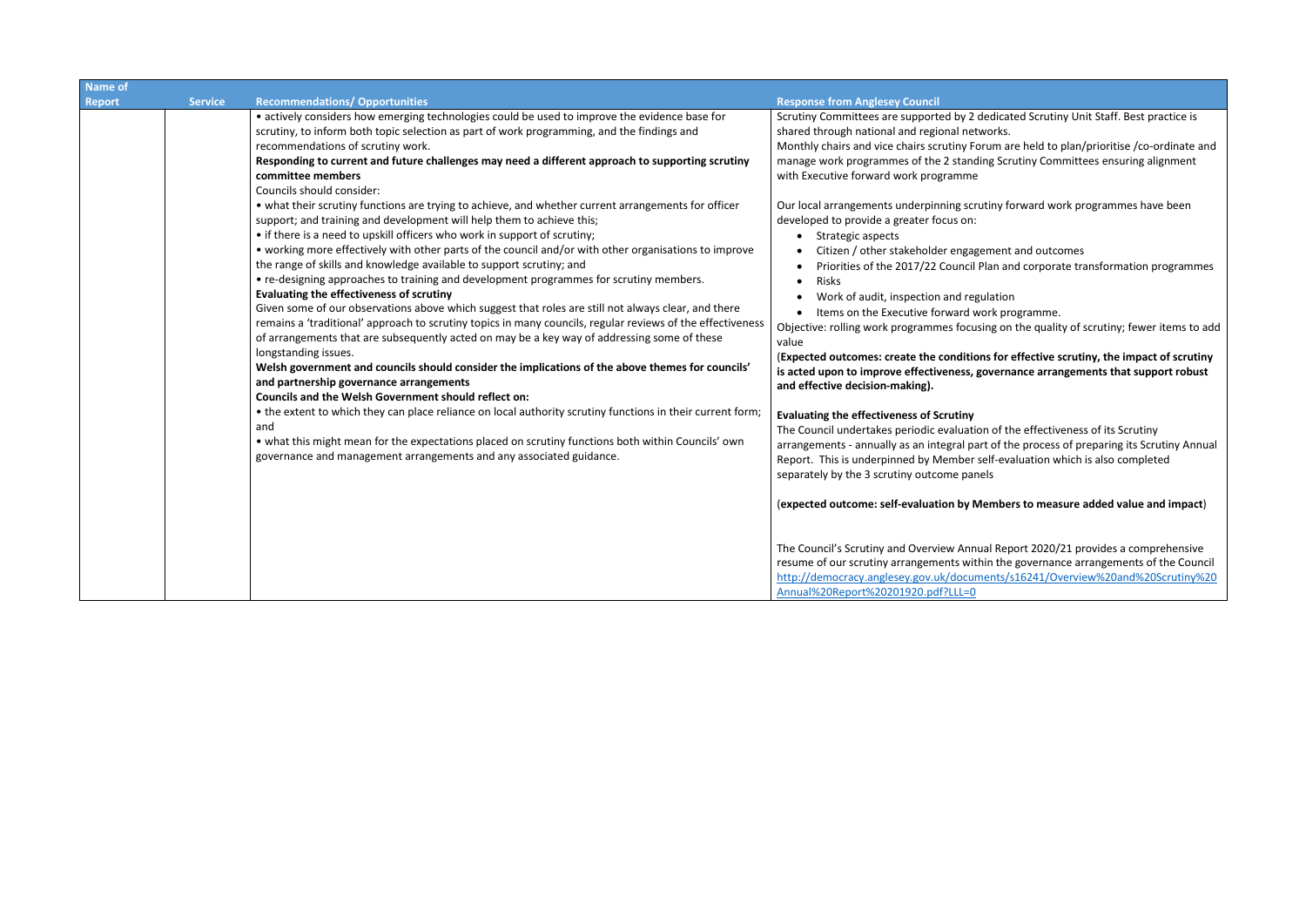| Name of Report | Service | Recommendations/ Opportunities | Response from Anglesey Council |
|---|---|---|---|
| | | • actively considers how emerging technologies could be used to improve the evidence base for scrutiny, to inform both topic selection as part of work programming, and the findings and recommendations of scrutiny work.<br>**Responding to current and future challenges may need a different approach to supporting scrutiny committee members**<br>Councils should consider:<br>• what their scrutiny functions are trying to achieve, and whether current arrangements for officer support; and training and development will help them to achieve this;<br>• if there is a need to upskill officers who work in support of scrutiny;<br>• working more effectively with other parts of the council and/or with other organisations to improve the range of skills and knowledge available to support scrutiny; and<br>• re-designing approaches to training and development programmes for scrutiny members.<br>**Evaluating the effectiveness of scrutiny**<br>Given some of our observations above which suggest that roles are still not always clear, and there remains a 'traditional' approach to scrutiny topics in many councils, regular reviews of the effectiveness of arrangements that are subsequently acted on may be a key way of addressing some of these longstanding issues.<br>**Welsh government and councils should consider the implications of the above themes for councils' and partnership governance arrangements**<br>**Councils and the Welsh Government should reflect on:**<br>• the extent to which they can place reliance on local authority scrutiny functions in their current form; and<br>• what this might mean for the expectations placed on scrutiny functions both within Councils' own governance and management arrangements and any associated guidance. | Scrutiny Committees are supported by 2 dedicated Scrutiny Unit Staff. Best practice is shared through national and regional networks.<br>Monthly chairs and vice chairs scrutiny Forum are held to plan/prioritise /co-ordinate and manage work programmes of the 2 standing Scrutiny Committees ensuring alignment with Executive forward work programme<br><br>Our local arrangements underpinning scrutiny forward work programmes have been developed to provide a greater focus on:<br>• Strategic aspects<br>• Citizen / other stakeholder engagement and outcomes<br>• Priorities of the 2017/22 Council Plan and corporate transformation programmes<br>• Risks<br>• Work of audit, inspection and regulation<br>• Items on the Executive forward work programme.<br>Objective: rolling work programmes focusing on the quality of scrutiny; fewer items to add value<br>(**Expected outcomes: create the conditions for effective scrutiny, the impact of scrutiny is acted upon to improve effectiveness, governance arrangements that support robust and effective decision-making).**<br><br>**Evaluating the effectiveness of Scrutiny**<br>The Council undertakes periodic evaluation of the effectiveness of its Scrutiny arrangements - annually as an integral part of the process of preparing its Scrutiny Annual Report. This is underpinned by Member self-evaluation which is also completed separately by the 3 scrutiny outcome panels<br><br>(**expected outcome: self-evaluation by Members to measure added value and impact**)<br><br>The Council's Scrutiny and Overview Annual Report 2020/21 provides a comprehensive resume of our scrutiny arrangements within the governance arrangements of the Council http://democracy.anglesey.gov.uk/documents/s16241/Overview%20and%20Scrutiny%20Annual%20Report%20201920.pdf?LLL=0 |